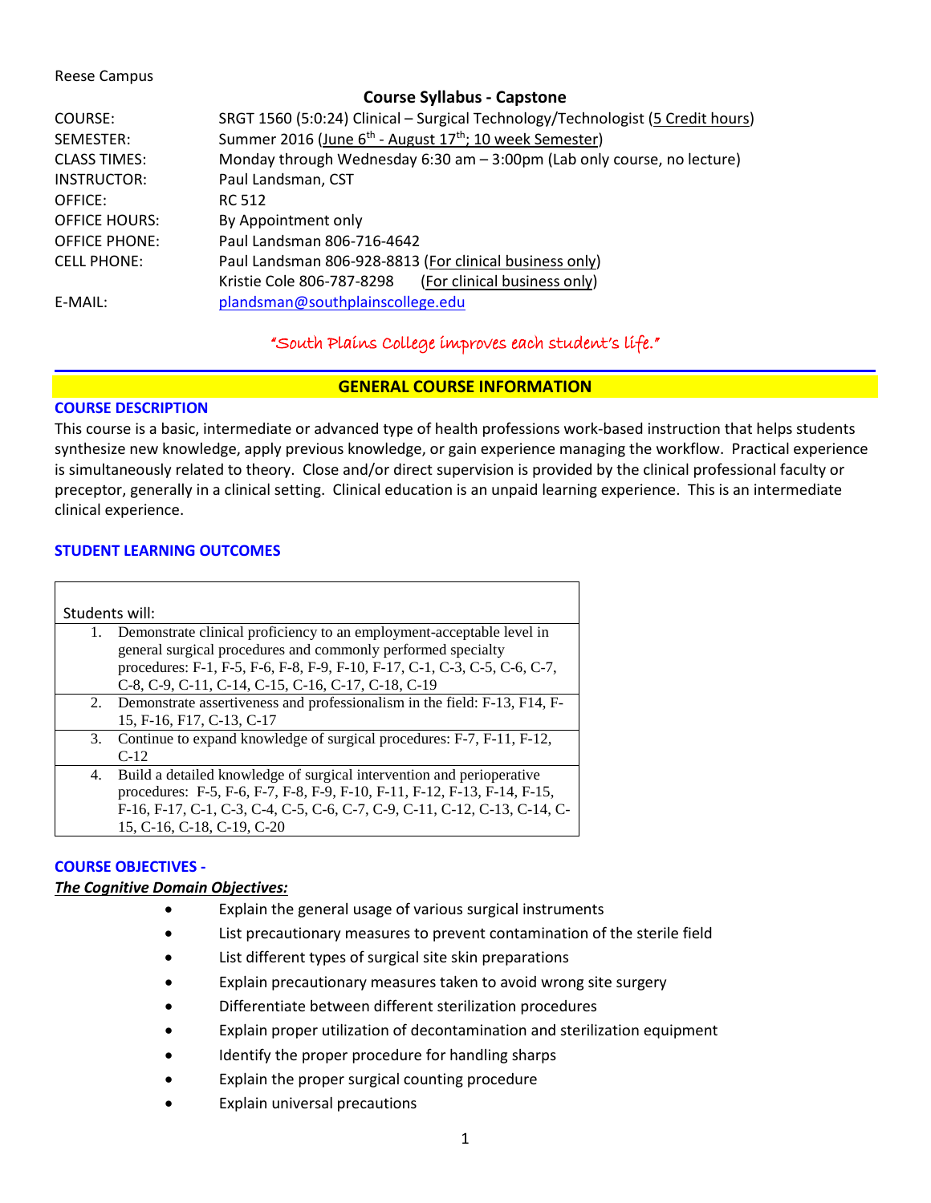Reese Campus

## Course Syllabus - Capstone

| | |
|---|---|
| COURSE: | SRGT 1560 (5:0:24) Clinical – Surgical Technology/Technologist (5 Credit hours) |
| SEMESTER: | Summer 2016 (June 6th - August 17th; 10 week Semester) |
| CLASS TIMES: | Monday through Wednesday 6:30 am – 3:00pm (Lab only course, no lecture) |
| INSTRUCTOR: | Paul Landsman, CST |
| OFFICE: | RC 512 |
| OFFICE HOURS: | By Appointment only |
| OFFICE PHONE: | Paul Landsman 806-716-4642 |
| CELL PHONE: | Paul Landsman 806-928-8813 (For clinical business only) |
| | Kristie Cole 806-787-8298 (For clinical business only) |
| E-MAIL: | plandsman@southplainscollege.edu |

*"South Plains College improves each student's life."*

## GENERAL COURSE INFORMATION

### COURSE DESCRIPTION

This course is a basic, intermediate or advanced type of health professions work-based instruction that helps students synthesize new knowledge, apply previous knowledge, or gain experience managing the workflow. Practical experience is simultaneously related to theory. Close and/or direct supervision is provided by the clinical professional faculty or preceptor, generally in a clinical setting. Clinical education is an unpaid learning experience. This is an intermediate clinical experience.

### STUDENT LEARNING OUTCOMES

| Students will: |
|---|
| 1. Demonstrate clinical proficiency to an employment-acceptable level in general surgical procedures and commonly performed specialty procedures: F-1, F-5, F-6, F-8, F-9, F-10, F-17, C-1, C-3, C-5, C-6, C-7, C-8, C-9, C-11, C-14, C-15, C-16, C-17, C-18, C-19 |
| 2. Demonstrate assertiveness and professionalism in the field: F-13, F14, F-15, F-16, F17, C-13, C-17 |
| 3. Continue to expand knowledge of surgical procedures: F-7, F-11, F-12, C-12 |
| 4. Build a detailed knowledge of surgical intervention and perioperative procedures: F-5, F-6, F-7, F-8, F-9, F-10, F-11, F-12, F-13, F-14, F-15, F-16, F-17, C-1, C-3, C-4, C-5, C-6, C-7, C-9, C-11, C-12, C-13, C-14, C-15, C-16, C-18, C-19, C-20 |

### COURSE OBJECTIVES -

***The Cognitive Domain Objectives:***

- Explain the general usage of various surgical instruments
- List precautionary measures to prevent contamination of the sterile field
- List different types of surgical site skin preparations
- Explain precautionary measures taken to avoid wrong site surgery
- Differentiate between different sterilization procedures
- Explain proper utilization of decontamination and sterilization equipment
- Identify the proper procedure for handling sharps
- Explain the proper surgical counting procedure
- Explain universal precautions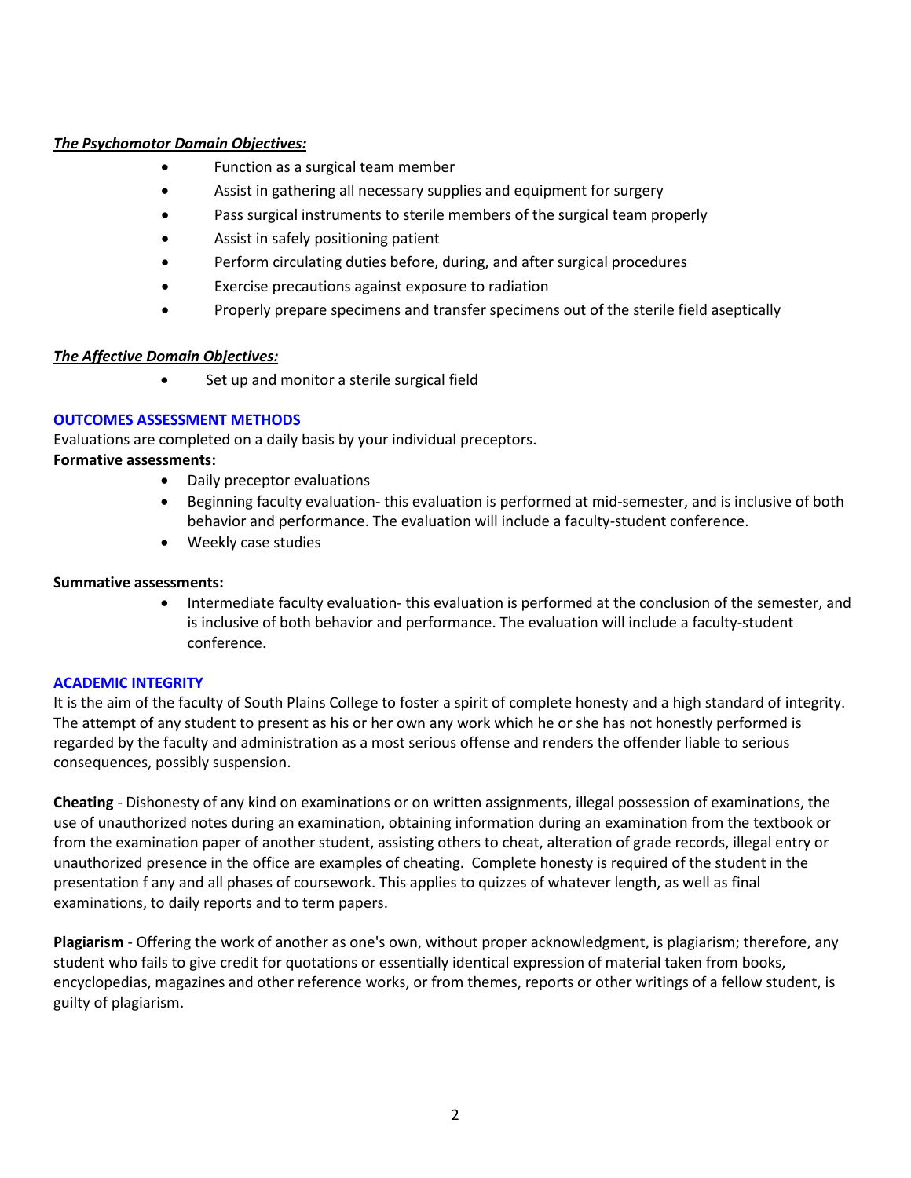***The Psychomotor Domain Objectives:***

- Function as a surgical team member
- Assist in gathering all necessary supplies and equipment for surgery
- Pass surgical instruments to sterile members of the surgical team properly
- Assist in safely positioning patient
- Perform circulating duties before, during, and after surgical procedures
- Exercise precautions against exposure to radiation
- Properly prepare specimens and transfer specimens out of the sterile field aseptically

***The Affective Domain Objectives:***

- Set up and monitor a sterile surgical field

## OUTCOMES ASSESSMENT METHODS

Evaluations are completed on a daily basis by your individual preceptors.

**Formative assessments:**

- Daily preceptor evaluations
- Beginning faculty evaluation- this evaluation is performed at mid-semester, and is inclusive of both behavior and performance. The evaluation will include a faculty-student conference.
- Weekly case studies

**Summative assessments:**

- Intermediate faculty evaluation- this evaluation is performed at the conclusion of the semester, and is inclusive of both behavior and performance. The evaluation will include a faculty-student conference.

## ACADEMIC INTEGRITY

It is the aim of the faculty of South Plains College to foster a spirit of complete honesty and a high standard of integrity. The attempt of any student to present as his or her own any work which he or she has not honestly performed is regarded by the faculty and administration as a most serious offense and renders the offender liable to serious consequences, possibly suspension.

**Cheating** - Dishonesty of any kind on examinations or on written assignments, illegal possession of examinations, the use of unauthorized notes during an examination, obtaining information during an examination from the textbook or from the examination paper of another student, assisting others to cheat, alteration of grade records, illegal entry or unauthorized presence in the office are examples of cheating. Complete honesty is required of the student in the presentation f any and all phases of coursework. This applies to quizzes of whatever length, as well as final examinations, to daily reports and to term papers.

**Plagiarism** - Offering the work of another as one's own, without proper acknowledgment, is plagiarism; therefore, any student who fails to give credit for quotations or essentially identical expression of material taken from books, encyclopedias, magazines and other reference works, or from themes, reports or other writings of a fellow student, is guilty of plagiarism.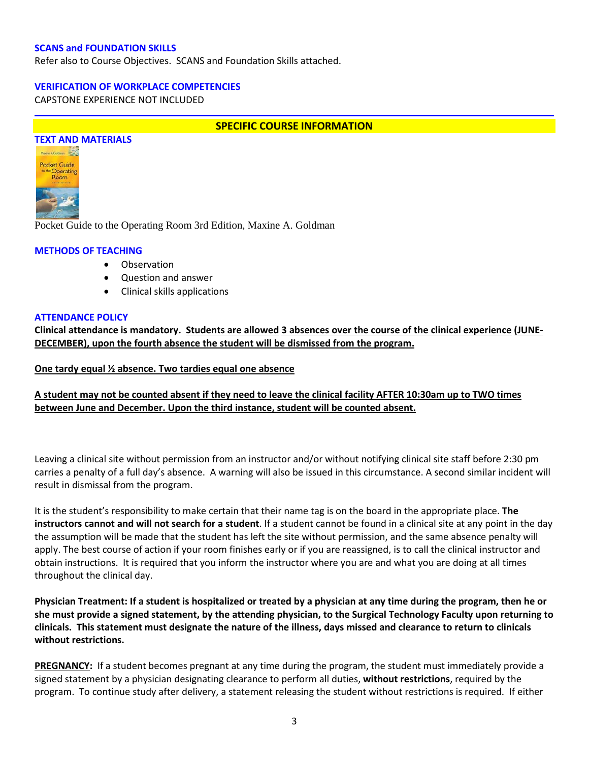### SCANS and FOUNDATION SKILLS

Refer also to Course Objectives. SCANS and Foundation Skills attached.

### VERIFICATION OF WORKPLACE COMPETENCIES

CAPSTONE EXPERIENCE NOT INCLUDED

## SPECIFIC COURSE INFORMATION

### TEXT AND MATERIALS

Pocket Guide to the Operating Room 3rd Edition, Maxine A. Goldman

### METHODS OF TEACHING

- Observation
- Question and answer
- Clinical skills applications

### ATTENDANCE POLICY

**Clinical attendance is mandatory. Students are allowed 3 absences over the course of the clinical experience (JUNE-DECEMBER), upon the fourth absence the student will be dismissed from the program.**

**One tardy equal ½ absence. Two tardies equal one absence**

**A student may not be counted absent if they need to leave the clinical facility AFTER 10:30am up to TWO times between June and December. Upon the third instance, student will be counted absent.**

Leaving a clinical site without permission from an instructor and/or without notifying clinical site staff before 2:30 pm carries a penalty of a full day's absence. A warning will also be issued in this circumstance. A second similar incident will result in dismissal from the program.

It is the student's responsibility to make certain that their name tag is on the board in the appropriate place. **The instructors cannot and will not search for a student**. If a student cannot be found in a clinical site at any point in the day the assumption will be made that the student has left the site without permission, and the same absence penalty will apply. The best course of action if your room finishes early or if you are reassigned, is to call the clinical instructor and obtain instructions. It is required that you inform the instructor where you are and what you are doing at all times throughout the clinical day.

**Physician Treatment: If a student is hospitalized or treated by a physician at any time during the program, then he or she must provide a signed statement, by the attending physician, to the Surgical Technology Faculty upon returning to clinicals. This statement must designate the nature of the illness, days missed and clearance to return to clinicals without restrictions.**

**PREGNANCY:** If a student becomes pregnant at any time during the program, the student must immediately provide a signed statement by a physician designating clearance to perform all duties, **without restrictions**, required by the program. To continue study after delivery, a statement releasing the student without restrictions is required. If either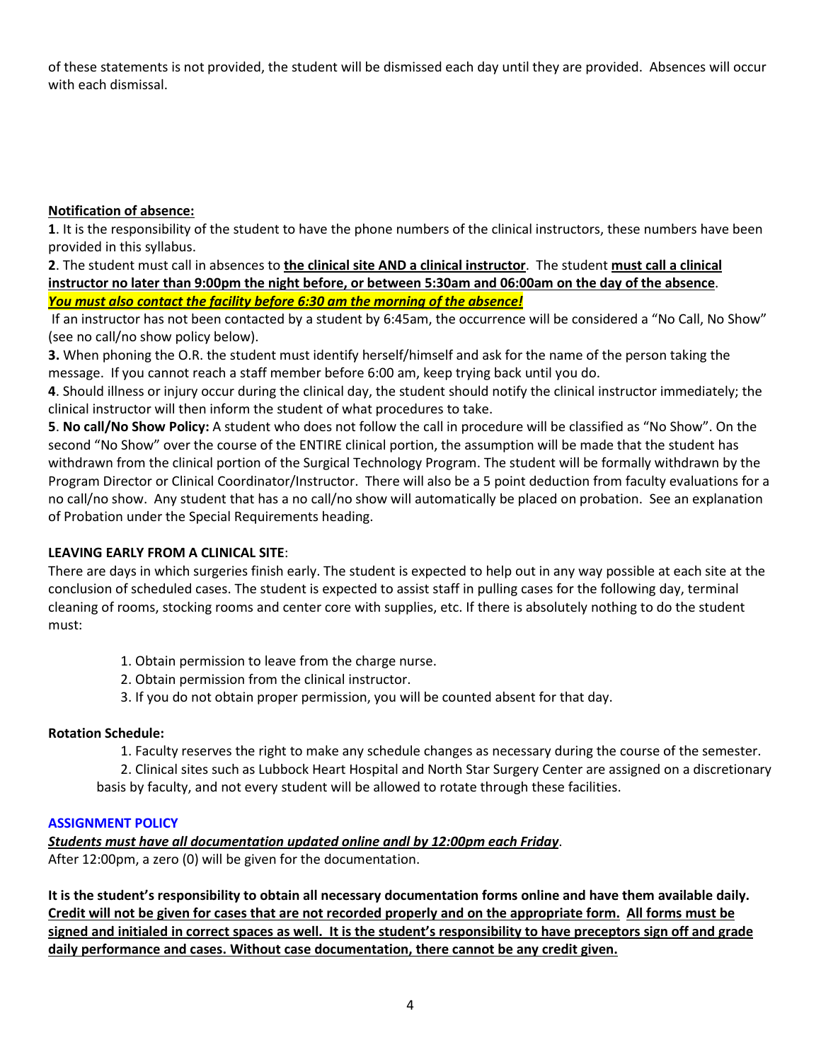of these statements is not provided, the student will be dismissed each day until they are provided. Absences will occur with each dismissal.

**Notification of absence:**

**1**. It is the responsibility of the student to have the phone numbers of the clinical instructors, these numbers have been provided in this syllabus.

**2**. The student must call in absences to **the clinical site AND a clinical instructor**. The student **must call a clinical instructor no later than 9:00pm the night before, or between 5:30am and 06:00am on the day of the absence**. ***You must also contact the facility before 6:30 am the morning of the absence!***

If an instructor has not been contacted by a student by 6:45am, the occurrence will be considered a "No Call, No Show" (see no call/no show policy below).

**3.** When phoning the O.R. the student must identify herself/himself and ask for the name of the person taking the message. If you cannot reach a staff member before 6:00 am, keep trying back until you do.

**4**. Should illness or injury occur during the clinical day, the student should notify the clinical instructor immediately; the clinical instructor will then inform the student of what procedures to take.

**5**. **No call/No Show Policy:** A student who does not follow the call in procedure will be classified as "No Show". On the second "No Show" over the course of the ENTIRE clinical portion, the assumption will be made that the student has withdrawn from the clinical portion of the Surgical Technology Program. The student will be formally withdrawn by the Program Director or Clinical Coordinator/Instructor. There will also be a 5 point deduction from faculty evaluations for a no call/no show. Any student that has a no call/no show will automatically be placed on probation. See an explanation of Probation under the Special Requirements heading.

**LEAVING EARLY FROM A CLINICAL SITE**:

There are days in which surgeries finish early. The student is expected to help out in any way possible at each site at the conclusion of scheduled cases. The student is expected to assist staff in pulling cases for the following day, terminal cleaning of rooms, stocking rooms and center core with supplies, etc. If there is absolutely nothing to do the student must:

1. Obtain permission to leave from the charge nurse.
2. Obtain permission from the clinical instructor.
3. If you do not obtain proper permission, you will be counted absent for that day.

**Rotation Schedule:**

1. Faculty reserves the right to make any schedule changes as necessary during the course of the semester.
2. Clinical sites such as Lubbock Heart Hospital and North Star Surgery Center are assigned on a discretionary basis by faculty, and not every student will be allowed to rotate through these facilities.

**ASSIGNMENT POLICY**

***Students must have all documentation updated online andl by 12:00pm each Friday***.
After 12:00pm, a zero (0) will be given for the documentation.

**It is the student's responsibility to obtain all necessary documentation forms online and have them available daily. Credit will not be given for cases that are not recorded properly and on the appropriate form. All forms must be signed and initialed in correct spaces as well. It is the student's responsibility to have preceptors sign off and grade daily performance and cases. Without case documentation, there cannot be any credit given.**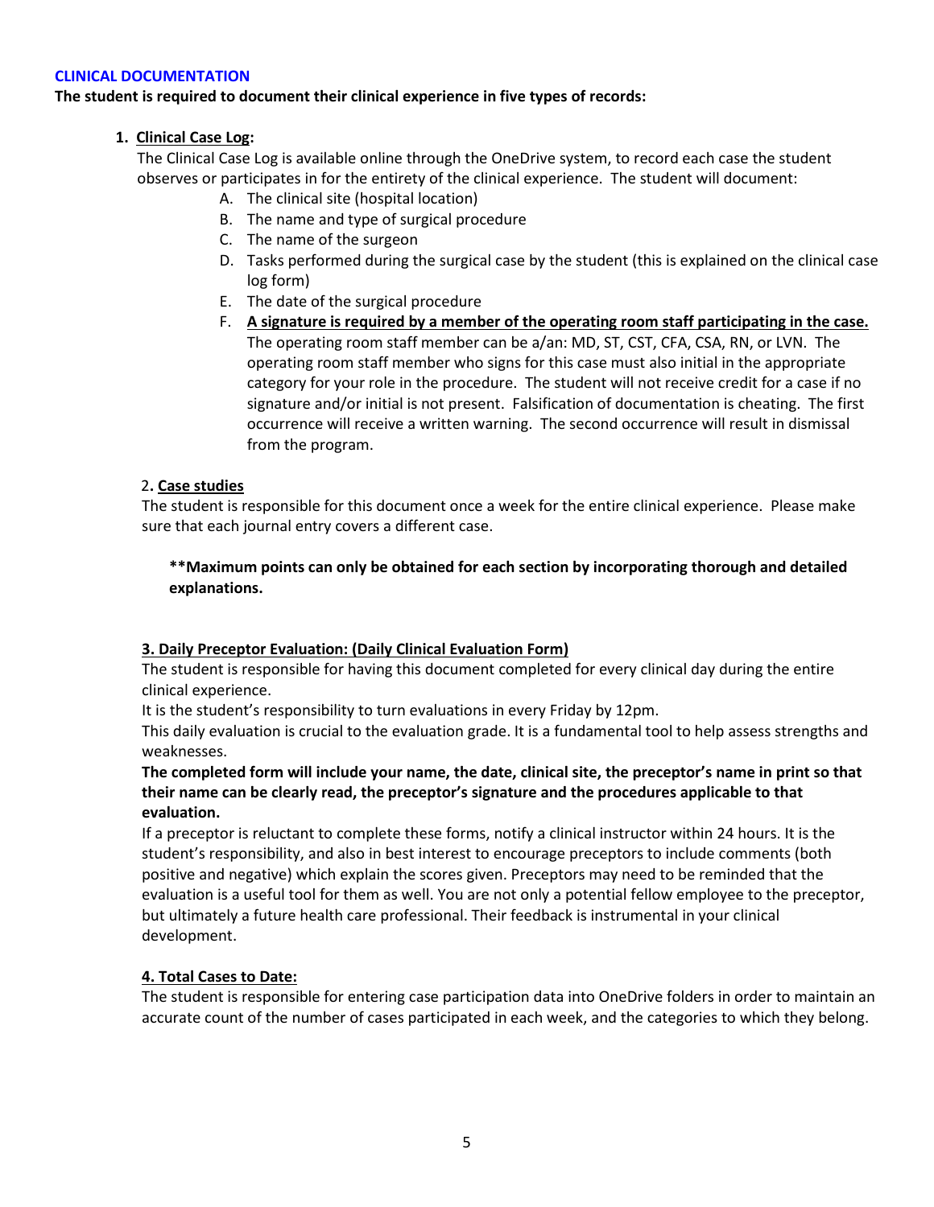## CLINICAL DOCUMENTATION

**The student is required to document their clinical experience in five types of records:**

1. **<u>Clinical Case Log</u>:**
   The Clinical Case Log is available online through the OneDrive system, to record each case the student observes or participates in for the entirety of the clinical experience. The student will document:
   A. The clinical site (hospital location)
   B. The name and type of surgical procedure
   C. The name of the surgeon
   D. Tasks performed during the surgical case by the student (this is explained on the clinical case log form)
   E. The date of the surgical procedure
   F. **<u>A signature is required by a member of the operating room staff participating in the case.</u>** The operating room staff member can be a/an: MD, ST, CST, CFA, CSA, RN, or LVN. The operating room staff member who signs for this case must also initial in the appropriate category for your role in the procedure. The student will not receive credit for a case if no signature and/or initial is not present. Falsification of documentation is cheating. The first occurrence will receive a written warning. The second occurrence will result in dismissal from the program.

2**. <u>Case studies</u>**
The student is responsible for this document once a week for the entire clinical experience. Please make sure that each journal entry covers a different case.

**\*\*Maximum points can only be obtained for each section by incorporating thorough and detailed explanations.**

**<u>3. Daily Preceptor Evaluation: (Daily Clinical Evaluation Form)</u>**
The student is responsible for having this document completed for every clinical day during the entire clinical experience.
It is the student's responsibility to turn evaluations in every Friday by 12pm.
This daily evaluation is crucial to the evaluation grade. It is a fundamental tool to help assess strengths and weaknesses.
**The completed form will include your name, the date, clinical site, the preceptor's name in print so that their name can be clearly read, the preceptor's signature and the procedures applicable to that evaluation.**
If a preceptor is reluctant to complete these forms, notify a clinical instructor within 24 hours. It is the student's responsibility, and also in best interest to encourage preceptors to include comments (both positive and negative) which explain the scores given. Preceptors may need to be reminded that the evaluation is a useful tool for them as well. You are not only a potential fellow employee to the preceptor, but ultimately a future health care professional. Their feedback is instrumental in your clinical development.

**<u>4. Total Cases to Date:</u>**
The student is responsible for entering case participation data into OneDrive folders in order to maintain an accurate count of the number of cases participated in each week, and the categories to which they belong.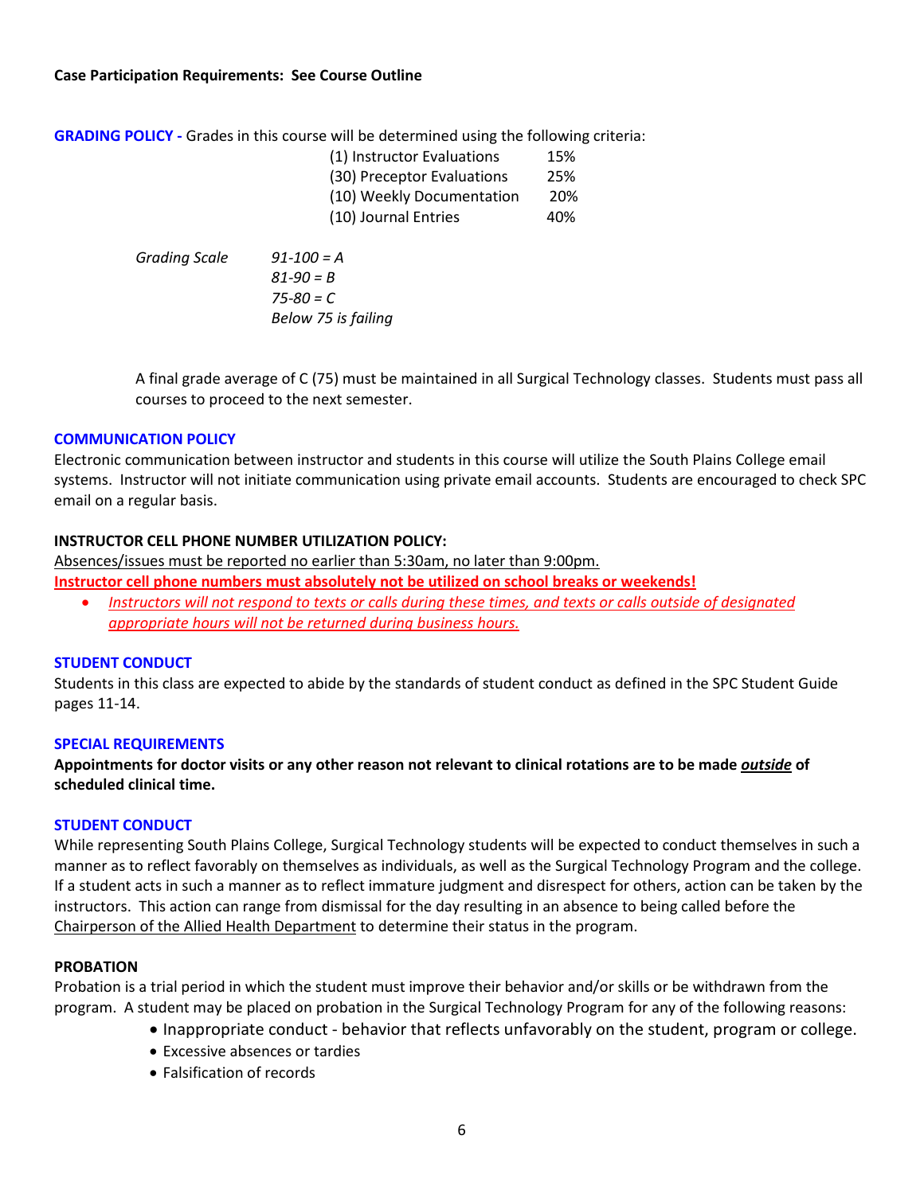**Case Participation Requirements: See Course Outline**

**GRADING POLICY -** Grades in this course will be determined using the following criteria:

| | |
|---|---|
| (1) Instructor Evaluations | 15% |
| (30) Preceptor Evaluations | 25% |
| (10) Weekly Documentation | 20% |
| (10) Journal Entries | 40% |

*Grading Scale*

*91-100 = A*
*81-90 = B*
*75-80 = C*
*Below 75 is failing*

A final grade average of C (75) must be maintained in all Surgical Technology classes. Students must pass all courses to proceed to the next semester.

**COMMUNICATION POLICY**

Electronic communication between instructor and students in this course will utilize the South Plains College email systems. Instructor will not initiate communication using private email accounts. Students are encouraged to check SPC email on a regular basis.

**INSTRUCTOR CELL PHONE NUMBER UTILIZATION POLICY:**

Absences/issues must be reported no earlier than 5:30am, no later than 9:00pm.

**Instructor cell phone numbers must absolutely not be utilized on school breaks or weekends!**

- *Instructors will not respond to texts or calls during these times, and texts or calls outside of designated appropriate hours will not be returned during business hours.*

**STUDENT CONDUCT**

Students in this class are expected to abide by the standards of student conduct as defined in the SPC Student Guide pages 11-14.

**SPECIAL REQUIREMENTS**

**Appointments for doctor visits or any other reason not relevant to clinical rotations are to be made *outside* of scheduled clinical time.**

**STUDENT CONDUCT**

While representing South Plains College, Surgical Technology students will be expected to conduct themselves in such a manner as to reflect favorably on themselves as individuals, as well as the Surgical Technology Program and the college. If a student acts in such a manner as to reflect immature judgment and disrespect for others, action can be taken by the instructors. This action can range from dismissal for the day resulting in an absence to being called before the Chairperson of the Allied Health Department to determine their status in the program.

**PROBATION**

Probation is a trial period in which the student must improve their behavior and/or skills or be withdrawn from the program. A student may be placed on probation in the Surgical Technology Program for any of the following reasons:

- Inappropriate conduct - behavior that reflects unfavorably on the student, program or college.
- Excessive absences or tardies
- Falsification of records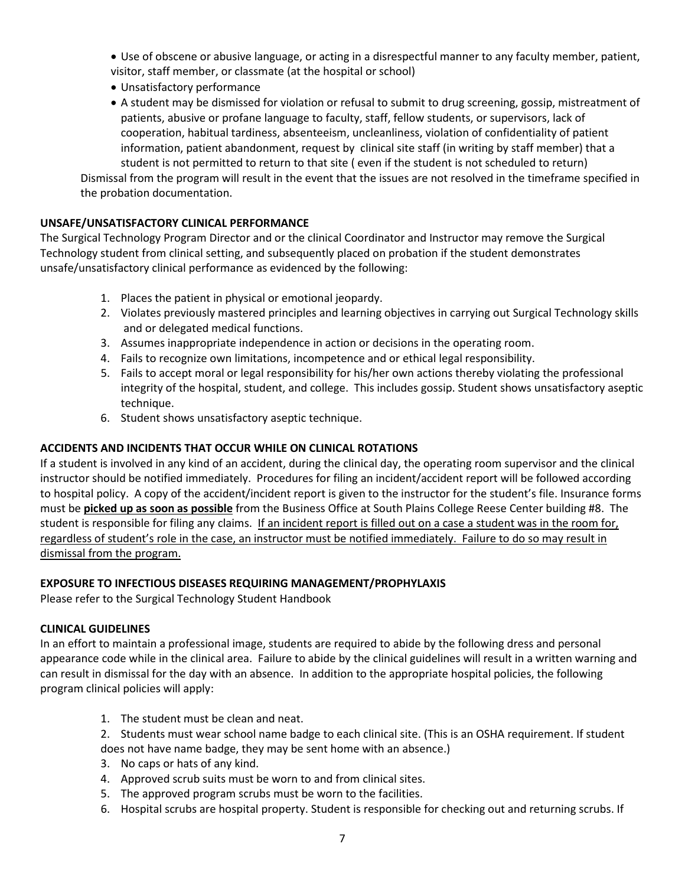- Use of obscene or abusive language, or acting in a disrespectful manner to any faculty member, patient, visitor, staff member, or classmate (at the hospital or school)
- Unsatisfactory performance
- A student may be dismissed for violation or refusal to submit to drug screening, gossip, mistreatment of patients, abusive or profane language to faculty, staff, fellow students, or supervisors, lack of cooperation, habitual tardiness, absenteeism, uncleanliness, violation of confidentiality of patient information, patient abandonment, request by clinical site staff (in writing by staff member) that a student is not permitted to return to that site ( even if the student is not scheduled to return)

Dismissal from the program will result in the event that the issues are not resolved in the timeframe specified in the probation documentation.

**UNSAFE/UNSATISFACTORY CLINICAL PERFORMANCE**

The Surgical Technology Program Director and or the clinical Coordinator and Instructor may remove the Surgical Technology student from clinical setting, and subsequently placed on probation if the student demonstrates unsafe/unsatisfactory clinical performance as evidenced by the following:

1. Places the patient in physical or emotional jeopardy.
2. Violates previously mastered principles and learning objectives in carrying out Surgical Technology skills and or delegated medical functions.
3. Assumes inappropriate independence in action or decisions in the operating room.
4. Fails to recognize own limitations, incompetence and or ethical legal responsibility.
5. Fails to accept moral or legal responsibility for his/her own actions thereby violating the professional integrity of the hospital, student, and college. This includes gossip. Student shows unsatisfactory aseptic technique.
6. Student shows unsatisfactory aseptic technique.

**ACCIDENTS AND INCIDENTS THAT OCCUR WHILE ON CLINICAL ROTATIONS**

If a student is involved in any kind of an accident, during the clinical day, the operating room supervisor and the clinical instructor should be notified immediately. Procedures for filing an incident/accident report will be followed according to hospital policy. A copy of the accident/incident report is given to the instructor for the student's file. Insurance forms must be **picked up as soon as possible** from the Business Office at South Plains College Reese Center building #8. The student is responsible for filing any claims. If an incident report is filled out on a case a student was in the room for, regardless of student's role in the case, an instructor must be notified immediately. Failure to do so may result in dismissal from the program.

**EXPOSURE TO INFECTIOUS DISEASES REQUIRING MANAGEMENT/PROPHYLAXIS**

Please refer to the Surgical Technology Student Handbook

**CLINICAL GUIDELINES**

In an effort to maintain a professional image, students are required to abide by the following dress and personal appearance code while in the clinical area. Failure to abide by the clinical guidelines will result in a written warning and can result in dismissal for the day with an absence. In addition to the appropriate hospital policies, the following program clinical policies will apply:

1. The student must be clean and neat.
2. Students must wear school name badge to each clinical site. (This is an OSHA requirement. If student does not have name badge, they may be sent home with an absence.)
3. No caps or hats of any kind.
4. Approved scrub suits must be worn to and from clinical sites.
5. The approved program scrubs must be worn to the facilities.
6. Hospital scrubs are hospital property. Student is responsible for checking out and returning scrubs. If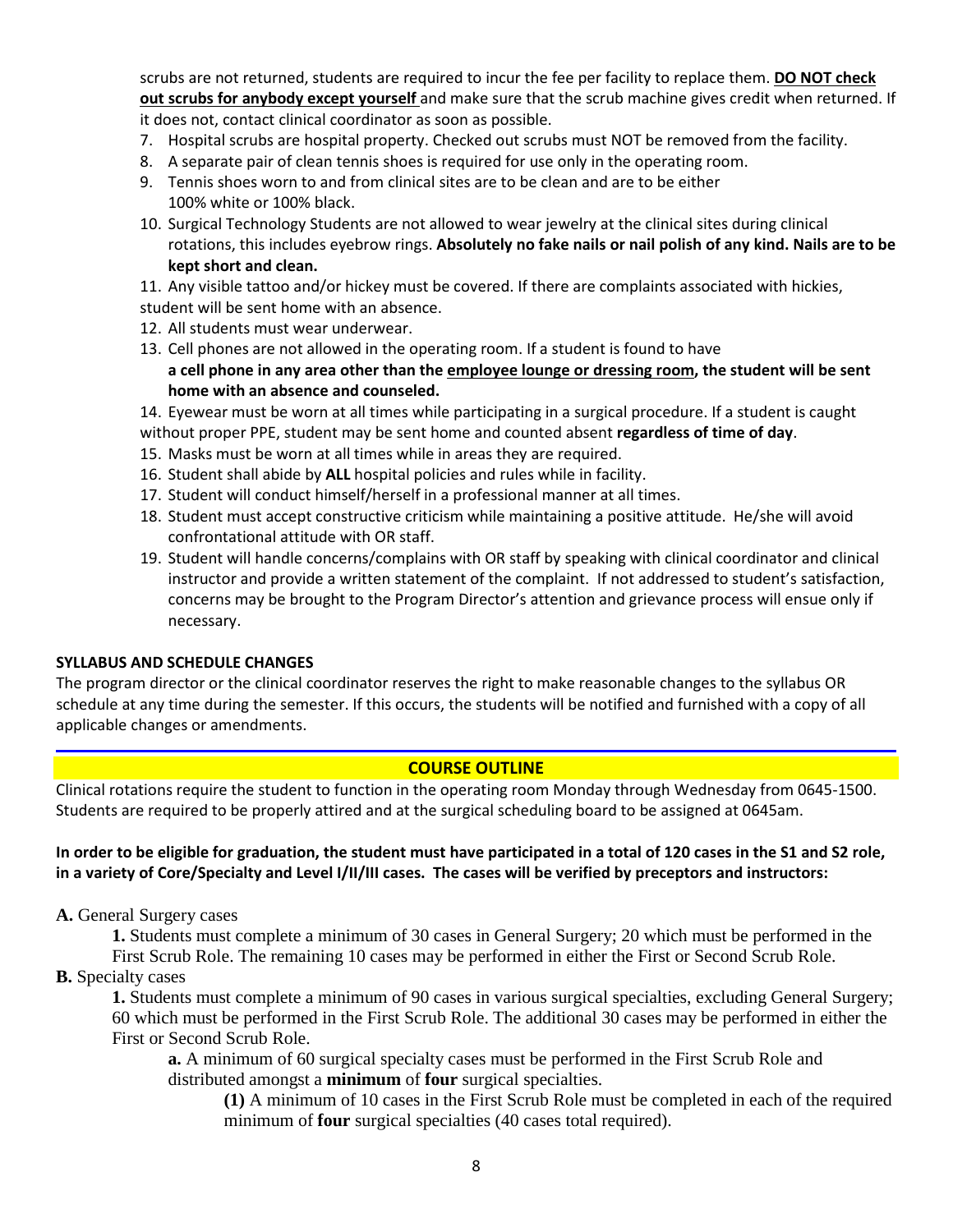scrubs are not returned, students are required to incur the fee per facility to replace them. **DO NOT check out scrubs for anybody except yourself** and make sure that the scrub machine gives credit when returned. If it does not, contact clinical coordinator as soon as possible.

7. Hospital scrubs are hospital property. Checked out scrubs must NOT be removed from the facility.
8. A separate pair of clean tennis shoes is required for use only in the operating room.
9. Tennis shoes worn to and from clinical sites are to be clean and are to be either 100% white or 100% black.
10. Surgical Technology Students are not allowed to wear jewelry at the clinical sites during clinical rotations, this includes eyebrow rings. **Absolutely no fake nails or nail polish of any kind. Nails are to be kept short and clean.**
11. Any visible tattoo and/or hickey must be covered. If there are complaints associated with hickies, student will be sent home with an absence.
12. All students must wear underwear.
13. Cell phones are not allowed in the operating room. If a student is found to have **a cell phone in any area other than the employee lounge or dressing room, the student will be sent home with an absence and counseled.**
14. Eyewear must be worn at all times while participating in a surgical procedure. If a student is caught without proper PPE, student may be sent home and counted absent **regardless of time of day**.
15. Masks must be worn at all times while in areas they are required.
16. Student shall abide by **ALL** hospital policies and rules while in facility.
17. Student will conduct himself/herself in a professional manner at all times.
18. Student must accept constructive criticism while maintaining a positive attitude. He/she will avoid confrontational attitude with OR staff.
19. Student will handle concerns/complains with OR staff by speaking with clinical coordinator and clinical instructor and provide a written statement of the complaint. If not addressed to student's satisfaction, concerns may be brought to the Program Director's attention and grievance process will ensue only if necessary.

**SYLLABUS AND SCHEDULE CHANGES**

The program director or the clinical coordinator reserves the right to make reasonable changes to the syllabus OR schedule at any time during the semester. If this occurs, the students will be notified and furnished with a copy of all applicable changes or amendments.

## COURSE OUTLINE

Clinical rotations require the student to function in the operating room Monday through Wednesday from 0645-1500. Students are required to be properly attired and at the surgical scheduling board to be assigned at 0645am.

**In order to be eligible for graduation, the student must have participated in a total of 120 cases in the S1 and S2 role, in a variety of Core/Specialty and Level I/II/III cases. The cases will be verified by preceptors and instructors:**

**A.** General Surgery cases

**1.** Students must complete a minimum of 30 cases in General Surgery; 20 which must be performed in the First Scrub Role. The remaining 10 cases may be performed in either the First or Second Scrub Role.

**B.** Specialty cases

**1.** Students must complete a minimum of 90 cases in various surgical specialties, excluding General Surgery; 60 which must be performed in the First Scrub Role. The additional 30 cases may be performed in either the First or Second Scrub Role.

**a.** A minimum of 60 surgical specialty cases must be performed in the First Scrub Role and distributed amongst a **minimum** of **four** surgical specialties.

**(1)** A minimum of 10 cases in the First Scrub Role must be completed in each of the required minimum of **four** surgical specialties (40 cases total required).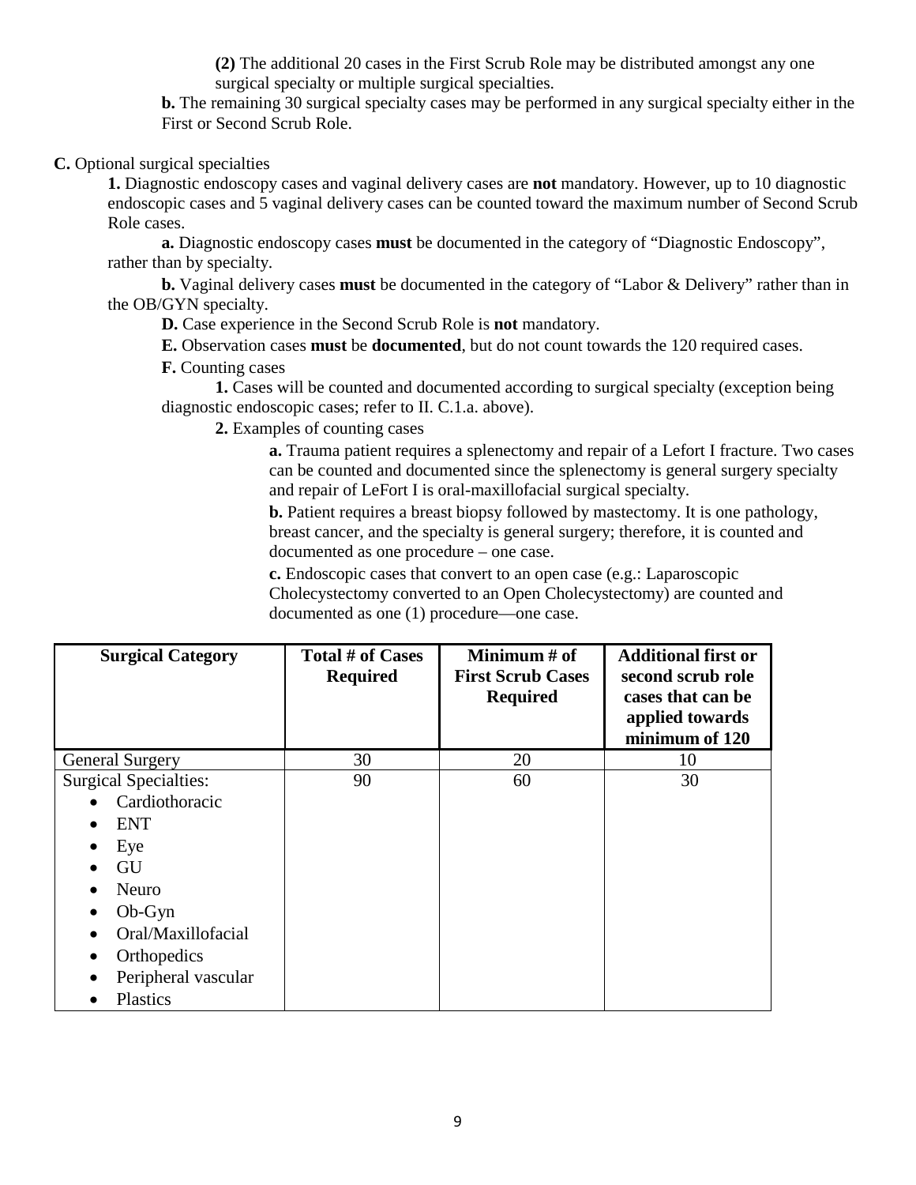(2) The additional 20 cases in the First Scrub Role may be distributed amongst any one surgical specialty or multiple surgical specialties.

**b.** The remaining 30 surgical specialty cases may be performed in any surgical specialty either in the First or Second Scrub Role.

**C.** Optional surgical specialties

**1.** Diagnostic endoscopy cases and vaginal delivery cases are **not** mandatory. However, up to 10 diagnostic endoscopic cases and 5 vaginal delivery cases can be counted toward the maximum number of Second Scrub Role cases.

**a.** Diagnostic endoscopy cases **must** be documented in the category of "Diagnostic Endoscopy", rather than by specialty.

**b.** Vaginal delivery cases **must** be documented in the category of "Labor & Delivery" rather than in the OB/GYN specialty.

**D.** Case experience in the Second Scrub Role is **not** mandatory.

**E.** Observation cases **must** be **documented**, but do not count towards the 120 required cases.

**F.** Counting cases

**1.** Cases will be counted and documented according to surgical specialty (exception being diagnostic endoscopic cases; refer to II. C.1.a. above).

**2.** Examples of counting cases

**a.** Trauma patient requires a splenectomy and repair of a Lefort I fracture. Two cases can be counted and documented since the splenectomy is general surgery specialty and repair of LeFort I is oral-maxillofacial surgical specialty.

**b.** Patient requires a breast biopsy followed by mastectomy. It is one pathology, breast cancer, and the specialty is general surgery; therefore, it is counted and documented as one procedure – one case.

**c.** Endoscopic cases that convert to an open case (e.g.: Laparoscopic Cholecystectomy converted to an Open Cholecystectomy) are counted and documented as one (1) procedure—one case.

| Surgical Category | Total # of Cases Required | Minimum # of First Scrub Cases Required | Additional first or second scrub role cases that can be applied towards minimum of 120 |
|---|---|---|---|
| General Surgery | 30 | 20 | 10 |
| Surgical Specialties:<br>• Cardiothoracic<br>• ENT<br>• Eye<br>• GU<br>• Neuro<br>• Ob-Gyn<br>• Oral/Maxillofacial<br>• Orthopedics<br>• Peripheral vascular<br>• Plastics | 90 | 60 | 30 |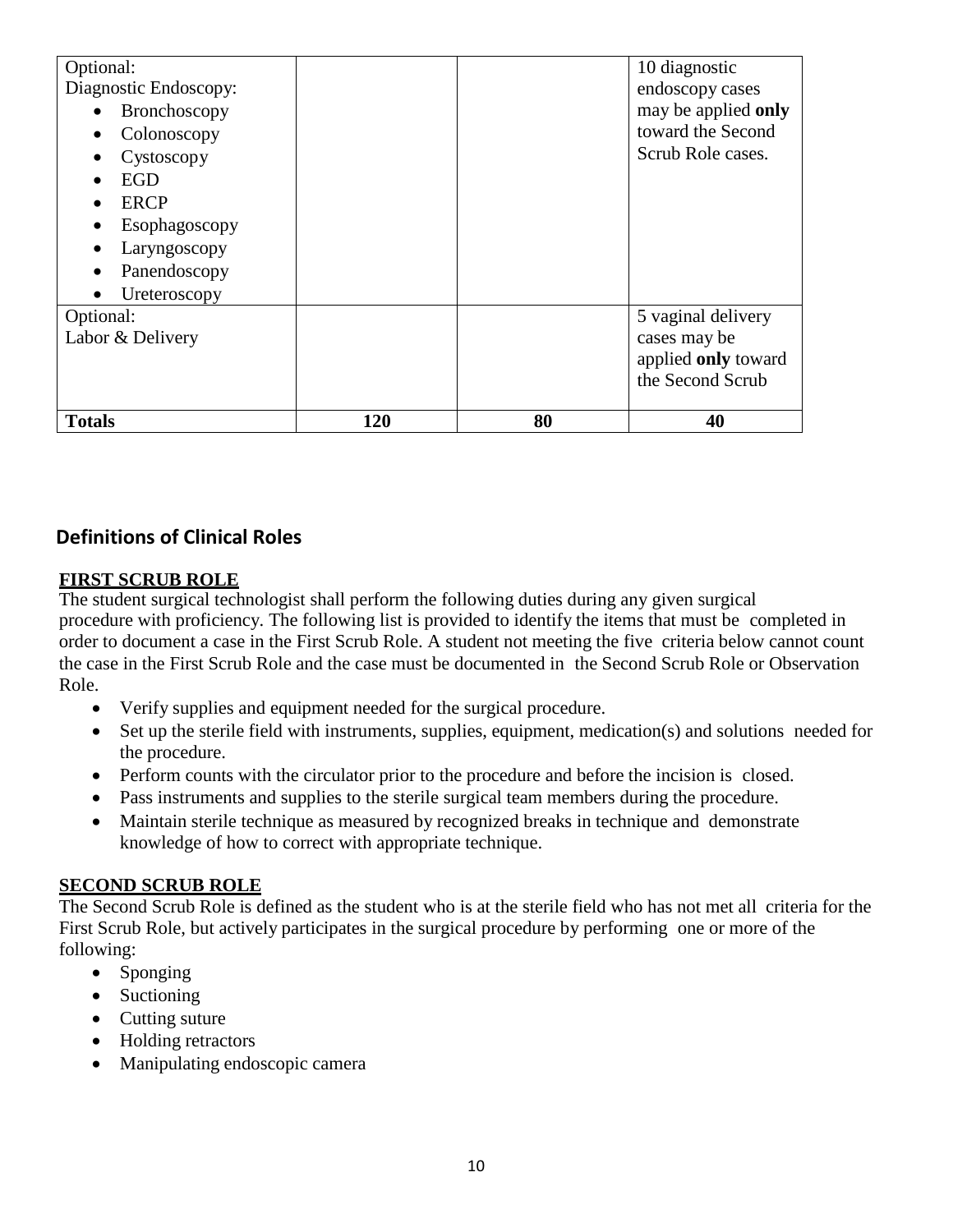| | | | |
|---|---|---|---|
| Optional:<br>Diagnostic Endoscopy:<br>• Bronchoscopy<br>• Colonoscopy<br>• Cystoscopy<br>• EGD<br>• ERCP<br>• Esophagoscopy<br>• Laryngoscopy<br>• Panendoscopy<br>• Ureteroscopy | | | 10 diagnostic endoscopy cases may be applied **only** toward the Second Scrub Role cases. |
| Optional:<br>Labor & Delivery | | | 5 vaginal delivery cases may be applied **only** toward the Second Scrub |
| **Totals** | **120** | **80** | **40** |

## Definitions of Clinical Roles

**FIRST SCRUB ROLE**

The student surgical technologist shall perform the following duties during any given surgical procedure with proficiency. The following list is provided to identify the items that must be completed in order to document a case in the First Scrub Role. A student not meeting the five criteria below cannot count the case in the First Scrub Role and the case must be documented in the Second Scrub Role or Observation Role.

- Verify supplies and equipment needed for the surgical procedure.
- Set up the sterile field with instruments, supplies, equipment, medication(s) and solutions needed for the procedure.
- Perform counts with the circulator prior to the procedure and before the incision is closed.
- Pass instruments and supplies to the sterile surgical team members during the procedure.
- Maintain sterile technique as measured by recognized breaks in technique and demonstrate knowledge of how to correct with appropriate technique.

**SECOND SCRUB ROLE**

The Second Scrub Role is defined as the student who is at the sterile field who has not met all criteria for the First Scrub Role, but actively participates in the surgical procedure by performing one or more of the following:

- Sponging
- Suctioning
- Cutting suture
- Holding retractors
- Manipulating endoscopic camera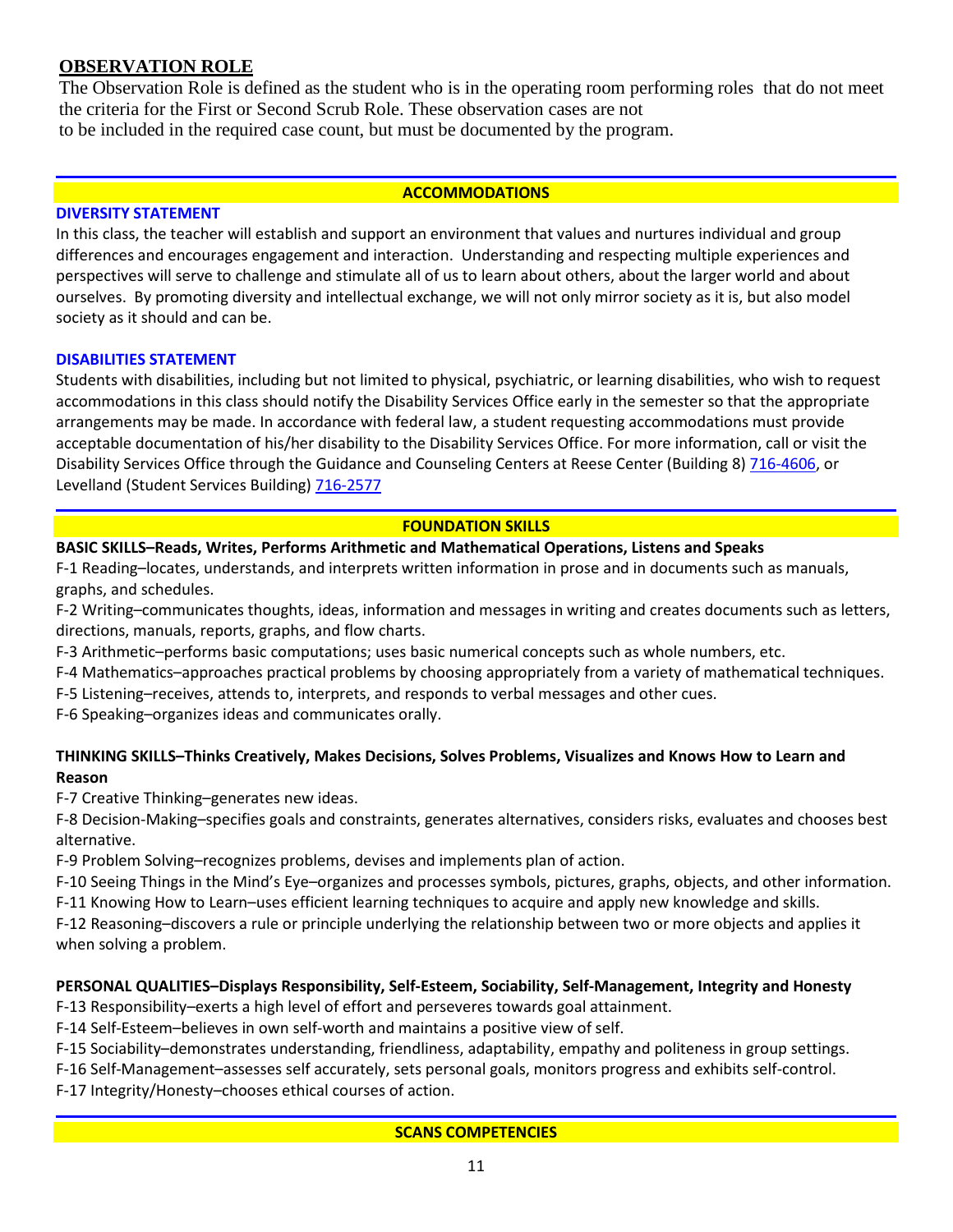## OBSERVATION ROLE

The Observation Role is defined as the student who is in the operating room performing roles that do not meet the criteria for the First or Second Scrub Role. These observation cases are not to be included in the required case count, but must be documented by the program.

## ACCOMMODATIONS

### DIVERSITY STATEMENT

In this class, the teacher will establish and support an environment that values and nurtures individual and group differences and encourages engagement and interaction. Understanding and respecting multiple experiences and perspectives will serve to challenge and stimulate all of us to learn about others, about the larger world and about ourselves. By promoting diversity and intellectual exchange, we will not only mirror society as it is, but also model society as it should and can be.

### DISABILITIES STATEMENT

Students with disabilities, including but not limited to physical, psychiatric, or learning disabilities, who wish to request accommodations in this class should notify the Disability Services Office early in the semester so that the appropriate arrangements may be made. In accordance with federal law, a student requesting accommodations must provide acceptable documentation of his/her disability to the Disability Services Office. For more information, call or visit the Disability Services Office through the Guidance and Counseling Centers at Reese Center (Building 8) 716-4606, or Levelland (Student Services Building) 716-2577

## FOUNDATION SKILLS

**BASIC SKILLS–Reads, Writes, Performs Arithmetic and Mathematical Operations, Listens and Speaks**

F-1 Reading–locates, understands, and interprets written information in prose and in documents such as manuals, graphs, and schedules.

F-2 Writing–communicates thoughts, ideas, information and messages in writing and creates documents such as letters, directions, manuals, reports, graphs, and flow charts.

F-3 Arithmetic–performs basic computations; uses basic numerical concepts such as whole numbers, etc.

F-4 Mathematics–approaches practical problems by choosing appropriately from a variety of mathematical techniques.

F-5 Listening–receives, attends to, interprets, and responds to verbal messages and other cues.

F-6 Speaking–organizes ideas and communicates orally.

**THINKING SKILLS–Thinks Creatively, Makes Decisions, Solves Problems, Visualizes and Knows How to Learn and Reason**

F-7 Creative Thinking–generates new ideas.

F-8 Decision-Making–specifies goals and constraints, generates alternatives, considers risks, evaluates and chooses best alternative.

F-9 Problem Solving–recognizes problems, devises and implements plan of action.

F-10 Seeing Things in the Mind's Eye–organizes and processes symbols, pictures, graphs, objects, and other information.

F-11 Knowing How to Learn–uses efficient learning techniques to acquire and apply new knowledge and skills.

F-12 Reasoning–discovers a rule or principle underlying the relationship between two or more objects and applies it when solving a problem.

**PERSONAL QUALITIES–Displays Responsibility, Self-Esteem, Sociability, Self-Management, Integrity and Honesty**

F-13 Responsibility–exerts a high level of effort and perseveres towards goal attainment.

F-14 Self-Esteem–believes in own self-worth and maintains a positive view of self.

F-15 Sociability–demonstrates understanding, friendliness, adaptability, empathy and politeness in group settings.

F-16 Self-Management–assesses self accurately, sets personal goals, monitors progress and exhibits self-control.

F-17 Integrity/Honesty–chooses ethical courses of action.

## SCANS COMPETENCIES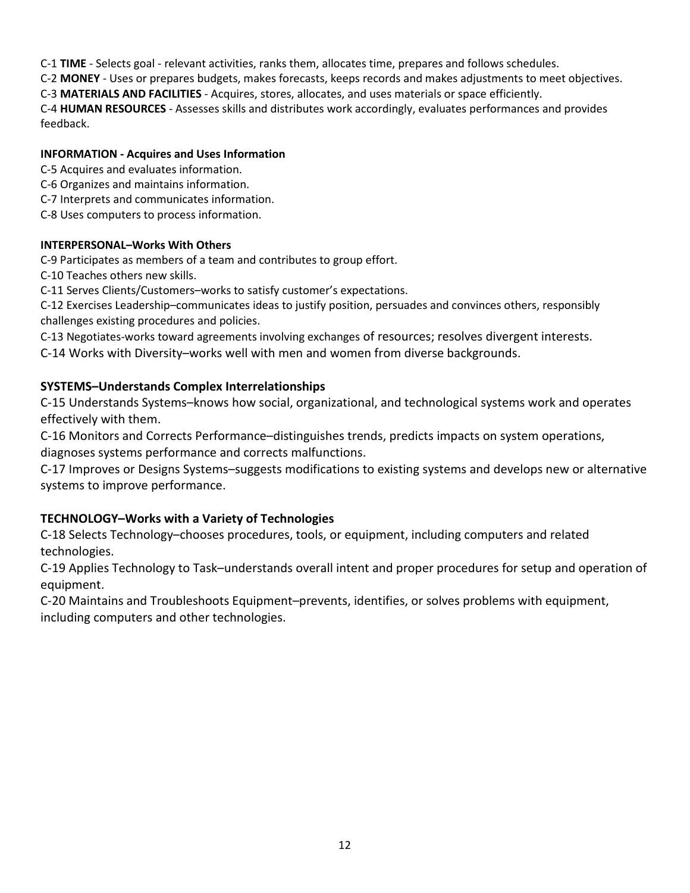C-1 **TIME** - Selects goal - relevant activities, ranks them, allocates time, prepares and follows schedules.

C-2 **MONEY** - Uses or prepares budgets, makes forecasts, keeps records and makes adjustments to meet objectives.

C-3 **MATERIALS AND FACILITIES** - Acquires, stores, allocates, and uses materials or space efficiently.

C-4 **HUMAN RESOURCES** - Assesses skills and distributes work accordingly, evaluates performances and provides feedback.

**INFORMATION - Acquires and Uses Information**

C-5 Acquires and evaluates information.

C-6 Organizes and maintains information.

C-7 Interprets and communicates information.

C-8 Uses computers to process information.

**INTERPERSONAL–Works With Others**

C-9 Participates as members of a team and contributes to group effort.

C-10 Teaches others new skills.

C-11 Serves Clients/Customers–works to satisfy customer's expectations.

C-12 Exercises Leadership–communicates ideas to justify position, persuades and convinces others, responsibly challenges existing procedures and policies.

C-13 Negotiates-works toward agreements involving exchanges of resources; resolves divergent interests.

C-14 Works with Diversity–works well with men and women from diverse backgrounds.

**SYSTEMS–Understands Complex Interrelationships**

C-15 Understands Systems–knows how social, organizational, and technological systems work and operates effectively with them.

C-16 Monitors and Corrects Performance–distinguishes trends, predicts impacts on system operations, diagnoses systems performance and corrects malfunctions.

C-17 Improves or Designs Systems–suggests modifications to existing systems and develops new or alternative systems to improve performance.

**TECHNOLOGY–Works with a Variety of Technologies**

C-18 Selects Technology–chooses procedures, tools, or equipment, including computers and related technologies.

C-19 Applies Technology to Task–understands overall intent and proper procedures for setup and operation of equipment.

C-20 Maintains and Troubleshoots Equipment–prevents, identifies, or solves problems with equipment, including computers and other technologies.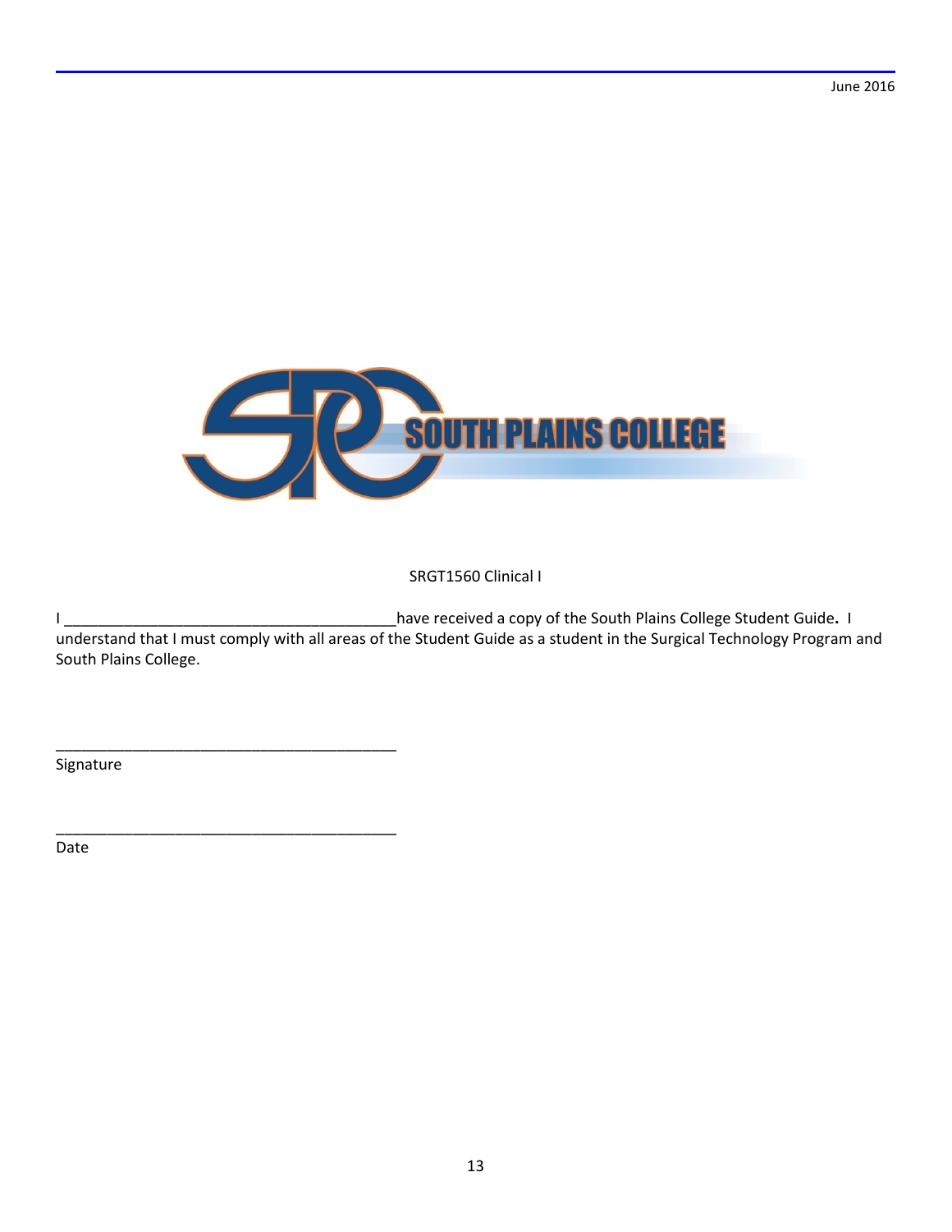SRGT1560 Clinical I

I \_\_\_\_\_\_\_\_\_\_\_\_\_\_\_\_\_\_\_\_\_\_\_\_\_\_\_\_\_\_\_\_\_\_\_\_\_\_\_\_\_have received a copy of the South Plains College Student Guide. I understand that I must comply with all areas of the Student Guide as a student in the Surgical Technology Program and South Plains College.

\_\_\_\_\_\_\_\_\_\_\_\_\_\_\_\_\_\_\_\_\_\_\_\_\_\_\_\_\_\_\_\_\_\_\_\_\_\_\_\_\_
Signature

\_\_\_\_\_\_\_\_\_\_\_\_\_\_\_\_\_\_\_\_\_\_\_\_\_\_\_\_\_\_\_\_\_\_\_\_\_\_\_\_\_
Date